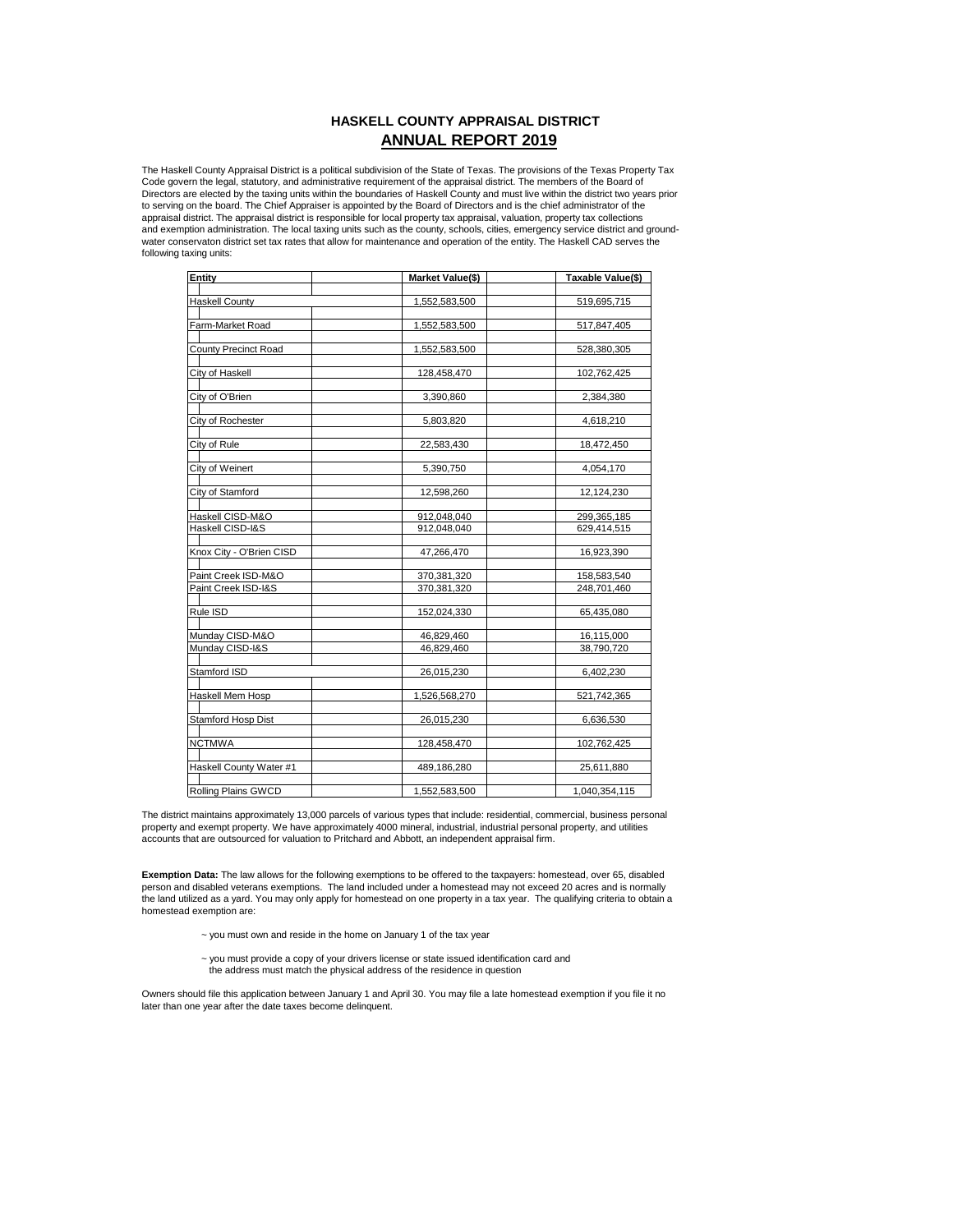# HASKELL COUNTY APPRAISAL DISTRICT
## ANNUAL REPORT 2019

The Haskell County Appraisal District is a political subdivision of the State of Texas. The provisions of the Texas Property Tax Code govern the legal, statutory, and administrative requirement of the appraisal district. The members of the Board of Directors are elected by the taxing units within the boundaries of Haskell County and must live within the district two years prior to serving on the board. The Chief Appraiser is appointed by the Board of Directors and is the chief administrator of the appraisal district. The appraisal district is responsible for local property tax appraisal, valuation, property tax collections and exemption administration. The local taxing units such as the county, schools, cities, emergency service district and ground-water conservaton district set tax rates that allow for maintenance and operation of the entity. The Haskell CAD serves the following taxing units:

| Entity | Market Value($) | Taxable Value($) |
|---|---|---|
| Haskell County | 1,552,583,500 | 519,695,715 |
| Farm-Market Road | 1,552,583,500 | 517,847,405 |
| County Precinct Road | 1,552,583,500 | 528,380,305 |
| City of Haskell | 128,458,470 | 102,762,425 |
| City of O'Brien | 3,390,860 | 2,384,380 |
| City of Rochester | 5,803,820 | 4,618,210 |
| City of Rule | 22,583,430 | 18,472,450 |
| City of Weinert | 5,390,750 | 4,054,170 |
| City of Stamford | 12,598,260 | 12,124,230 |
| Haskell CISD-M&O | 912,048,040 | 299,365,185 |
| Haskell CISD-I&S | 912,048,040 | 629,414,515 |
| Knox City - O'Brien CISD | 47,266,470 | 16,923,390 |
| Paint Creek ISD-M&O | 370,381,320 | 158,583,540 |
| Paint Creek ISD-I&S | 370,381,320 | 248,701,460 |
| Rule ISD | 152,024,330 | 65,435,080 |
| Munday CISD-M&O | 46,829,460 | 16,115,000 |
| Munday CISD-I&S | 46,829,460 | 38,790,720 |
| Stamford ISD | 26,015,230 | 6,402,230 |
| Haskell Mem Hosp | 1,526,568,270 | 521,742,365 |
| Stamford Hosp Dist | 26,015,230 | 6,636,530 |
| NCTMWA | 128,458,470 | 102,762,425 |
| Haskell County Water #1 | 489,186,280 | 25,611,880 |
| Rolling Plains GWCD | 1,552,583,500 | 1,040,354,115 |

The district maintains approximately 13,000 parcels of various types that include: residential, commercial, business personal property and exempt property. We have approximately 4000 mineral, industrial, industrial personal property, and utilities accounts that are outsourced for valuation to Pritchard and Abbott, an independent appraisal firm.

**Exemption Data:** The law allows for the following exemptions to be offered to the taxpayers: homestead, over 65, disabled person and disabled veterans exemptions. The land included under a homestead may not exceed 20 acres and is normally the land utilized as a yard. You may only apply for homestead on one property in a tax year. The qualifying criteria to obtain a homestead exemption are:

~ you must own and reside in the home on January 1 of the tax year

~ you must provide a copy of your drivers license or state issued identification card and the address must match the physical address of the residence in question

Owners should file this application between January 1 and April 30. You may file a late homestead exemption if you file it no later than one year after the date taxes become delinquent.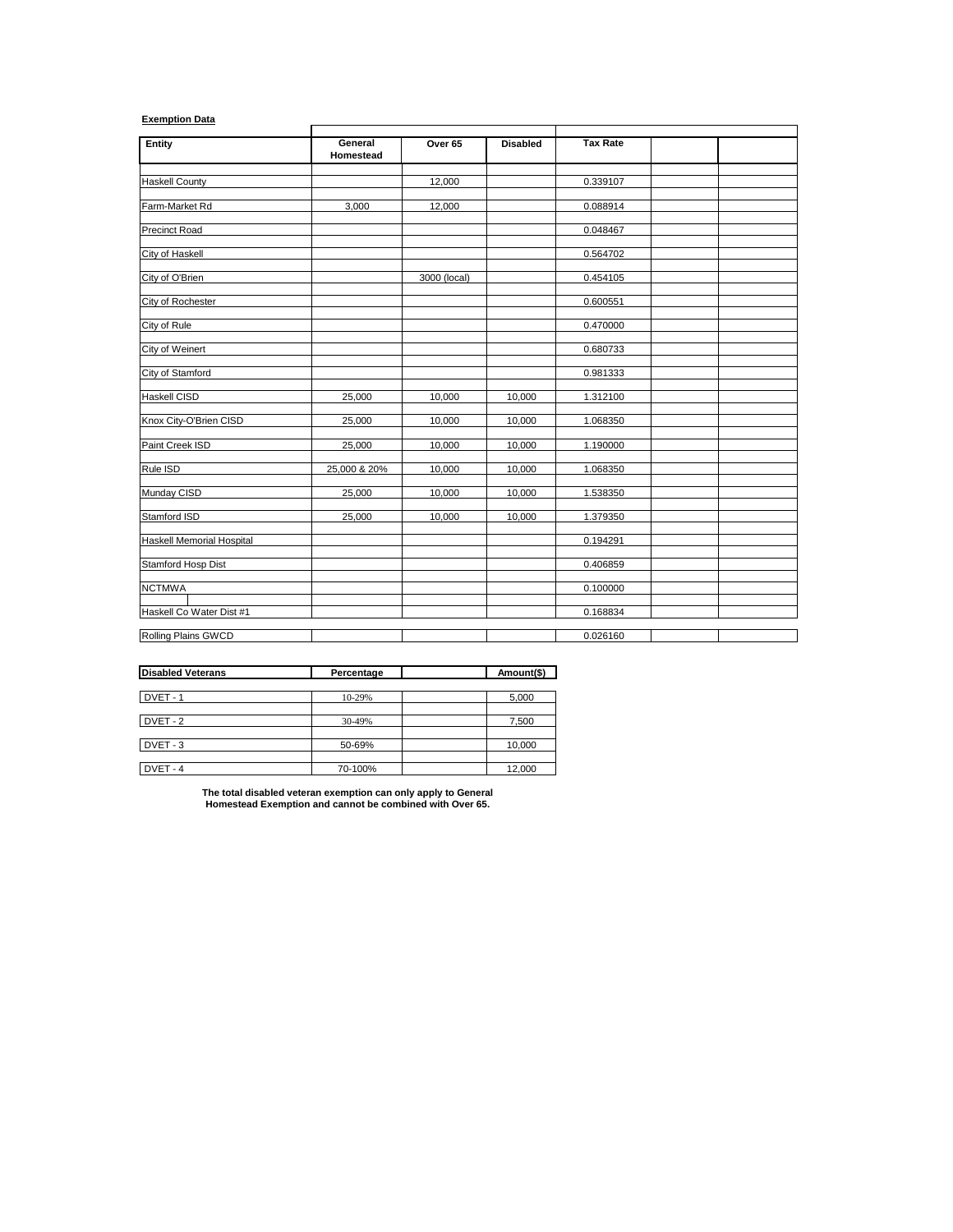**Exemption Data**

| Entity | General Homestead | Over 65 | Disabled | Tax Rate | | |
|---|---|---|---|---|---|---|
| Haskell County | | 12,000 | | 0.339107 | | |
| Farm-Market Rd | 3,000 | 12,000 | | 0.088914 | | |
| Precinct Road | | | | 0.048467 | | |
| City of Haskell | | | | 0.564702 | | |
| City of O'Brien | | 3000 (local) | | 0.454105 | | |
| City of Rochester | | | | 0.600551 | | |
| City of Rule | | | | 0.470000 | | |
| City of Weinert | | | | 0.680733 | | |
| City of Stamford | | | | 0.981333 | | |
| Haskell CISD | 25,000 | 10,000 | 10,000 | 1.312100 | | |
| Knox City-O'Brien CISD | 25,000 | 10,000 | 10,000 | 1.068350 | | |
| Paint Creek ISD | 25,000 | 10,000 | 10,000 | 1.190000 | | |
| Rule ISD | 25,000 & 20% | 10,000 | 10,000 | 1.068350 | | |
| Munday CISD | 25,000 | 10,000 | 10,000 | 1.538350 | | |
| Stamford ISD | 25,000 | 10,000 | 10,000 | 1.379350 | | |
| Haskell Memorial Hospital | | | | 0.194291 | | |
| Stamford Hosp Dist | | | | 0.406859 | | |
| NCTMWA | | | | 0.100000 | | |
| Haskell Co Water Dist #1 | | | | 0.168834 | | |
| Rolling Plains GWCD | | | | 0.026160 | | |

| Disabled Veterans | Percentage | | Amount($) |
|---|---|---|---|
| DVET - 1 | 10-29% | | 5,000 |
| DVET - 2 | 30-49% | | 7,500 |
| DVET - 3 | 50-69% | | 10,000 |
| DVET - 4 | 70-100% | | 12,000 |

**The total disabled veteran exemption can only apply to General Homestead Exemption and cannot be combined with Over 65.**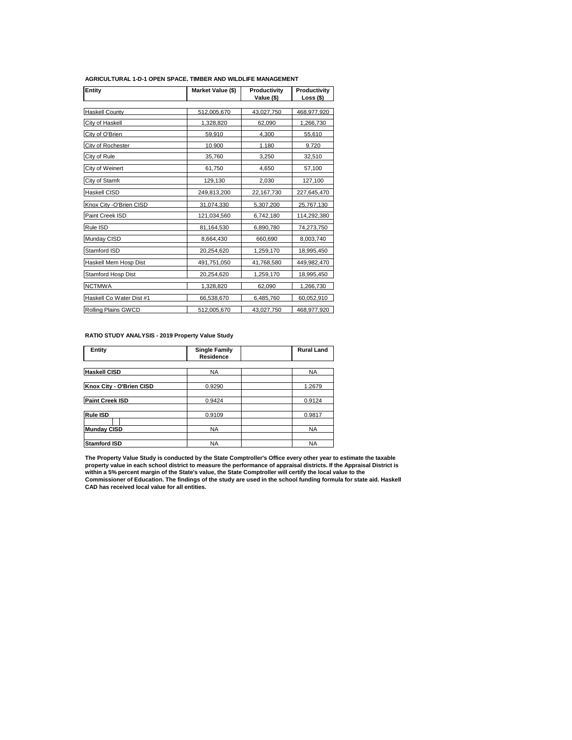**AGRICULTURAL 1-D-1 OPEN SPACE, TIMBER AND WILDLIFE MANAGEMENT**

| Entity | Market Value ($) | Productivity Value ($) | Productivity Loss ($) |
|---|---|---|---|
| Haskell County | 512,005,670 | 43,027,750 | 468,977,920 |
| City of Haskell | 1,328,820 | 62,090 | 1,266,730 |
| City of O'Brien | 59,910 | 4,300 | 55,610 |
| City of Rochester | 10,900 | 1,180 | 9,720 |
| City of Rule | 35,760 | 3,250 | 32,510 |
| City of Weinert | 61,750 | 4,650 | 57,100 |
| City of Stamfo | 129,130 | 2,030 | 127,100 |
| Haskell CISD | 249,813,200 | 22,167,730 | 227,645,470 |
| Knox City -O'Brien CISD | 31,074,330 | 5,307,200 | 25,767,130 |
| Paint Creek ISD | 121,034,560 | 6,742,180 | 114,292,380 |
| Rule ISD | 81,164,530 | 6,890,780 | 74,273,750 |
| Munday CISD | 8,664,430 | 660,690 | 8,003,740 |
| Stamford ISD | 20,254,620 | 1,259,170 | 18,995,450 |
| Haskell Mem Hosp Dist | 491,751,050 | 41,768,580 | 449,982,470 |
| Stamford Hosp Dist | 20,254,620 | 1,259,170 | 18,995,450 |
| NCTMWA | 1,328,820 | 62,090 | 1,266,730 |
| Haskell Co Water Dist #1 | 66,538,670 | 6,485,760 | 60,052,910 |
| Rolling Plains GWCD | 512,005,670 | 43,027,750 | 468,977,920 |

**RATIO STUDY ANALYSIS - 2019 Property Value Study**

| Entity | Single Family Residence | | Rural Land |
|---|---|---|---|
| **Haskell CISD** | NA | | NA |
| **Knox City - O'Brien CISD** | 0.9290 | | 1.2679 |
| **Paint Creek ISD** | 0.9424 | | 0.9124 |
| **Rule ISD** | 0.9109 | | 0.9817 |
| **Munday CISD** | NA | | NA |
| **Stamford ISD** | NA | | NA |

**The Property Value Study is conducted by the State Comptroller's Office every other year to estimate the taxable property value in each school district to measure the performance of appraisal districts. If the Appraisal District is within a 5% percent margin of the State's value, the State Comptroller will certify the local value to the Commissioner of Education. The findings of the study are used in the school funding formula for state aid. Haskell CAD has received local value for all entities.**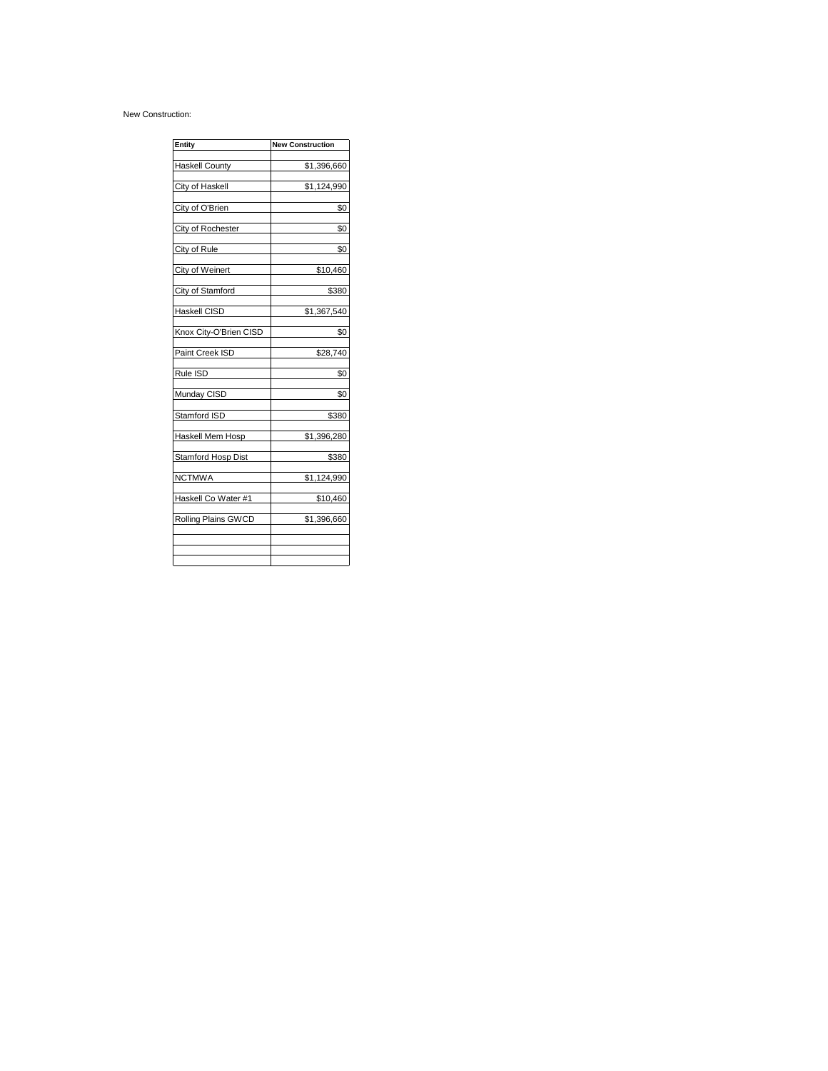New Construction:

| Entity | New Construction |
| --- | --- |
| Haskell County | $1,396,660 |
| City of Haskell | $1,124,990 |
| City of O'Brien | $0 |
| City of Rochester | $0 |
| City of Rule | $0 |
| City of Weinert | $10,460 |
| City of Stamford | $380 |
| Haskell CISD | $1,367,540 |
| Knox City-O'Brien CISD | $0 |
| Paint Creek ISD | $28,740 |
| Rule ISD | $0 |
| Munday CISD | $0 |
| Stamford ISD | $380 |
| Haskell Mem Hosp | $1,396,280 |
| Stamford Hosp Dist | $380 |
| NCTMWA | $1,124,990 |
| Haskell Co Water #1 | $10,460 |
| Rolling Plains GWCD | $1,396,660 |